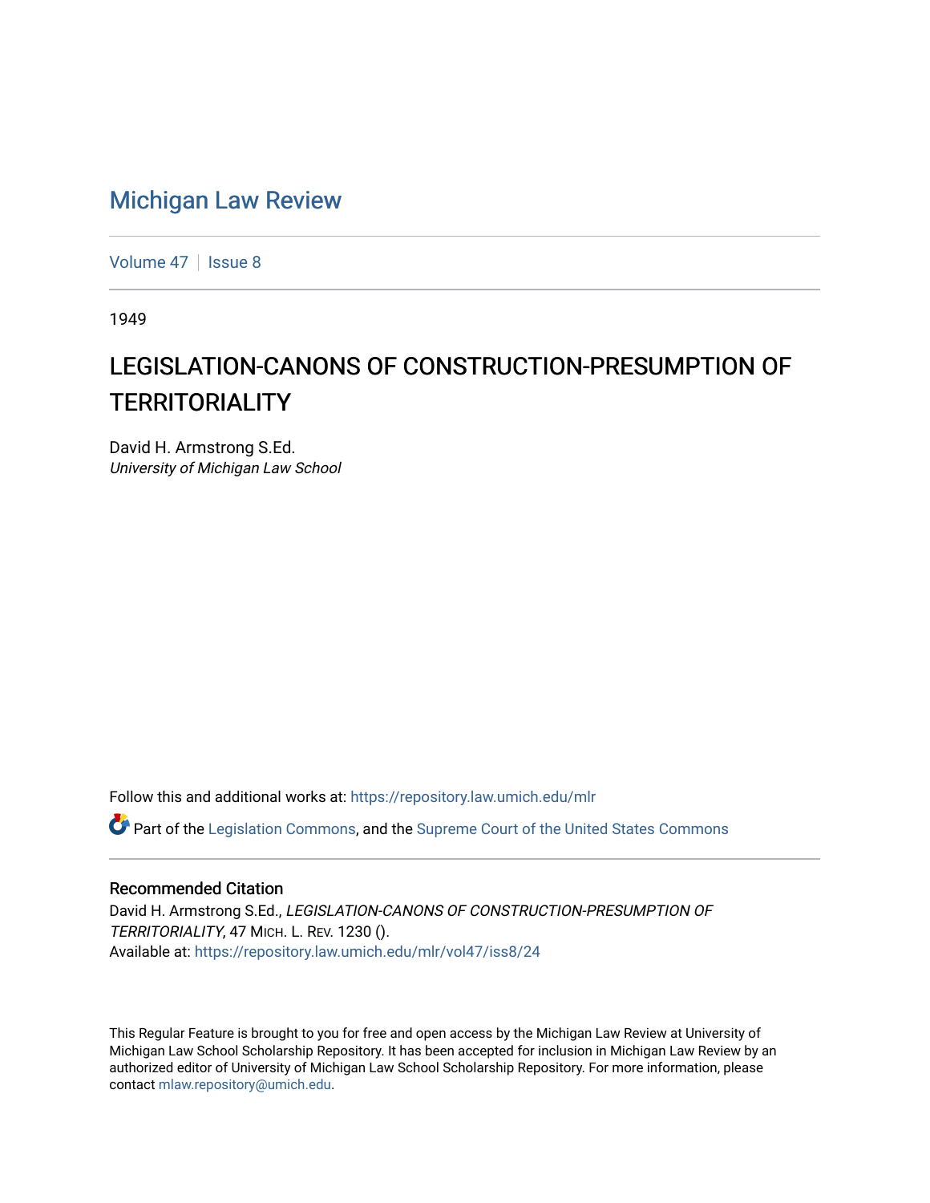# Michigan Law Review

Volume 47 | Issue 8

1949

## LEGISLATION-CANONS OF CONSTRUCTION-PRESUMPTION OF TERRITORIALITY

David H. Armstrong S.Ed.
*University of Michigan Law School*

Follow this and additional works at: https://repository.law.umich.edu/mlr

Part of the Legislation Commons, and the Supreme Court of the United States Commons

### Recommended Citation

David H. Armstrong S.Ed., *LEGISLATION-CANONS OF CONSTRUCTION-PRESUMPTION OF TERRITORIALITY*, 47 MICH. L. REV. 1230 ().
Available at: https://repository.law.umich.edu/mlr/vol47/iss8/24

This Regular Feature is brought to you for free and open access by the Michigan Law Review at University of Michigan Law School Scholarship Repository. It has been accepted for inclusion in Michigan Law Review by an authorized editor of University of Michigan Law School Scholarship Repository. For more information, please contact mlaw.repository@umich.edu.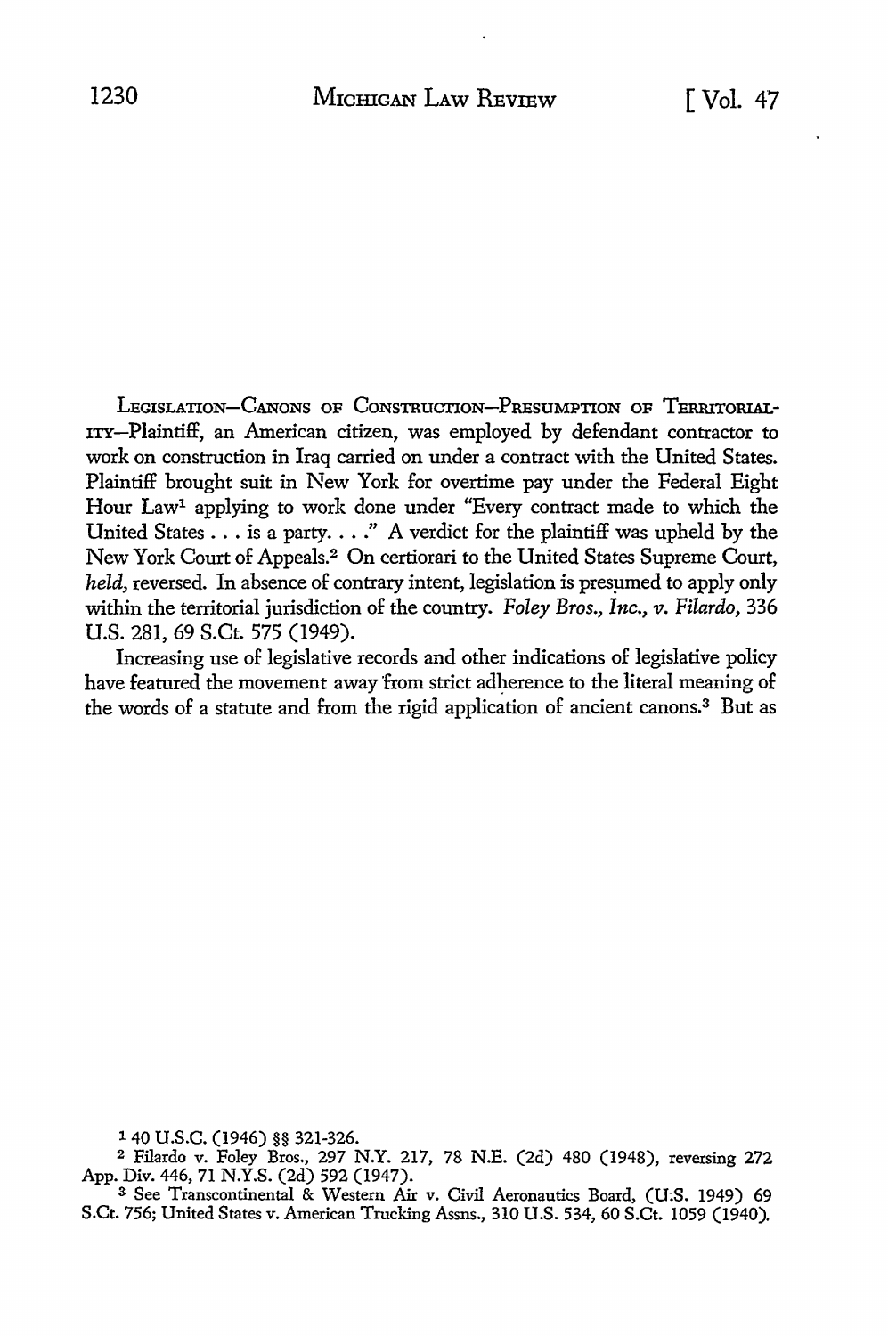LEGISLATION—CANONS OF CONSTRUCTION—PRESUMPTION OF TERRITORIALITY—Plaintiff, an American citizen, was employed by defendant contractor to work on construction in Iraq carried on under a contract with the United States. Plaintiff brought suit in New York for overtime pay under the Federal Eight Hour Law[1] applying to work done under "Every contract made to which the United States . . . is a party. . . ." A verdict for the plaintiff was upheld by the New York Court of Appeals.[2] On certiorari to the United States Supreme Court, *held,* reversed. In absence of contrary intent, legislation is presumed to apply only within the territorial jurisdiction of the country. *Foley Bros., Inc., v. Filardo,* 336 U.S. 281, 69 S.Ct. 575 (1949).

Increasing use of legislative records and other indications of legislative policy have featured the movement away from strict adherence to the literal meaning of the words of a statute and from the rigid application of ancient canons.[3] But as

---

[1] 40 U.S.C. (1946) §§ 321-326.

[2] Filardo v. Foley Bros., 297 N.Y. 217, 78 N.E. (2d) 480 (1948), reversing 272 App. Div. 446, 71 N.Y.S. (2d) 592 (1947).

[3] See Transcontinental & Western Air v. Civil Aeronautics Board, (U.S. 1949) 69 S.Ct. 756; United States v. American Trucking Assns., 310 U.S. 534, 60 S.Ct. 1059 (1940).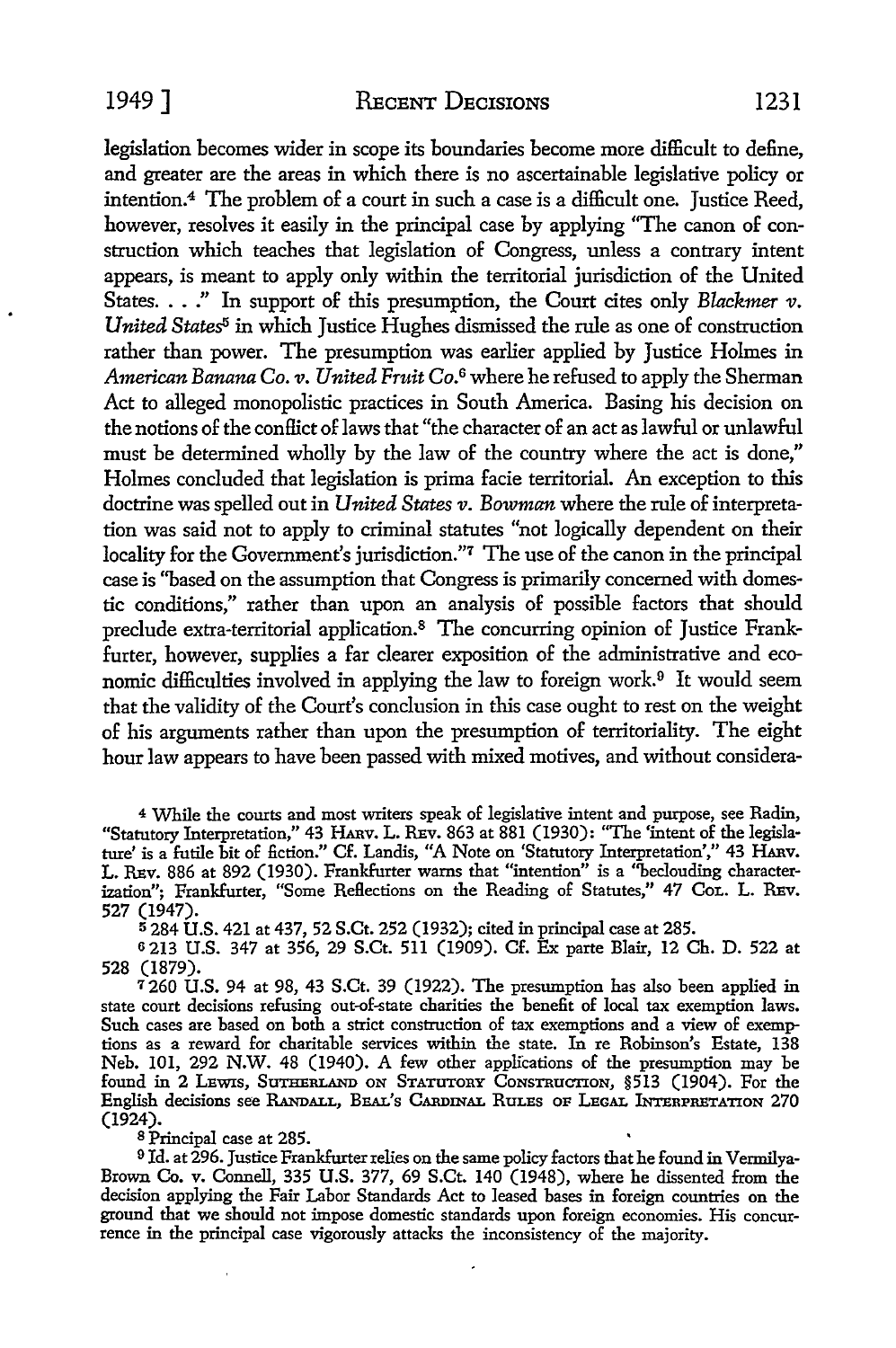legislation becomes wider in scope its boundaries become more difficult to define, and greater are the areas in which there is no ascertainable legislative policy or intention.[4] The problem of a court in such a case is a difficult one. Justice Reed, however, resolves it easily in the principal case by applying "The canon of construction which teaches that legislation of Congress, unless a contrary intent appears, is meant to apply only within the territorial jurisdiction of the United States. . . ." In support of this presumption, the Court cites only *Blackmer v. United States*[5] in which Justice Hughes dismissed the rule as one of construction rather than power. The presumption was earlier applied by Justice Holmes in *American Banana Co. v. United Fruit Co.*[6] where he refused to apply the Sherman Act to alleged monopolistic practices in South America. Basing his decision on the notions of the conflict of laws that "the character of an act as lawful or unlawful must be determined wholly by the law of the country where the act is done," Holmes concluded that legislation is prima facie territorial. An exception to this doctrine was spelled out in *United States v. Bowman* where the rule of interpretation was said not to apply to criminal statutes "not logically dependent on their locality for the Government's jurisdiction."[7] The use of the canon in the principal case is "based on the assumption that Congress is primarily concerned with domestic conditions," rather than upon an analysis of possible factors that should preclude extra-territorial application.[8] The concurring opinion of Justice Frankfurter, however, supplies a far clearer exposition of the administrative and economic difficulties involved in applying the law to foreign work.[9] It would seem that the validity of the Court's conclusion in this case ought to rest on the weight of his arguments rather than upon the presumption of territoriality. The eight hour law appears to have been passed with mixed motives, and without considera-

---

[4] While the courts and most writers speak of legislative intent and purpose, see Radin, "Statutory Interpretation," 43 HARV. L. REV. 863 at 881 (1930): "The 'intent of the legislature' is a futile bit of fiction." Cf. Landis, "A Note on 'Statutory Interpretation'," 43 HARV. L. REV. 886 at 892 (1930). Frankfurter warns that "intention" is a "beclouding characterization"; Frankfurter, "Some Reflections on the Reading of Statutes," 47 COL. L. REV. 527 (1947).

[5] 284 U.S. 421 at 437, 52 S.Ct. 252 (1932); cited in principal case at 285.

[6] 213 U.S. 347 at 356, 29 S.Ct. 511 (1909). Cf. Ex parte Blair, 12 Ch. D. 522 at 528 (1879).

[7] 260 U.S. 94 at 98, 43 S.Ct. 39 (1922). The presumption has also been applied in state court decisions refusing out-of-state charities the benefit of local tax exemption laws. Such cases are based on both a strict construction of tax exemptions and a view of exemptions as a reward for charitable services within the state. In re Robinson's Estate, 138 Neb. 101, 292 N.W. 48 (1940). A few other applications of the presumption may be found in 2 LEWIS, SUTHERLAND ON STATUTORY CONSTRUCTION, §513 (1904). For the English decisions see RANDALL, BEAL'S CARDINAL RULES OF LEGAL INTERPRETATION 270 (1924).

[8] Principal case at 285.

[9] Id. at 296. Justice Frankfurter relies on the same policy factors that he found in Vermilya-Brown Co. v. Connell, 335 U.S. 377, 69 S.Ct. 140 (1948), where he dissented from the decision applying the Fair Labor Standards Act to leased bases in foreign countries on the ground that we should not impose domestic standards upon foreign economies. His concurrence in the principal case vigorously attacks the inconsistency of the majority.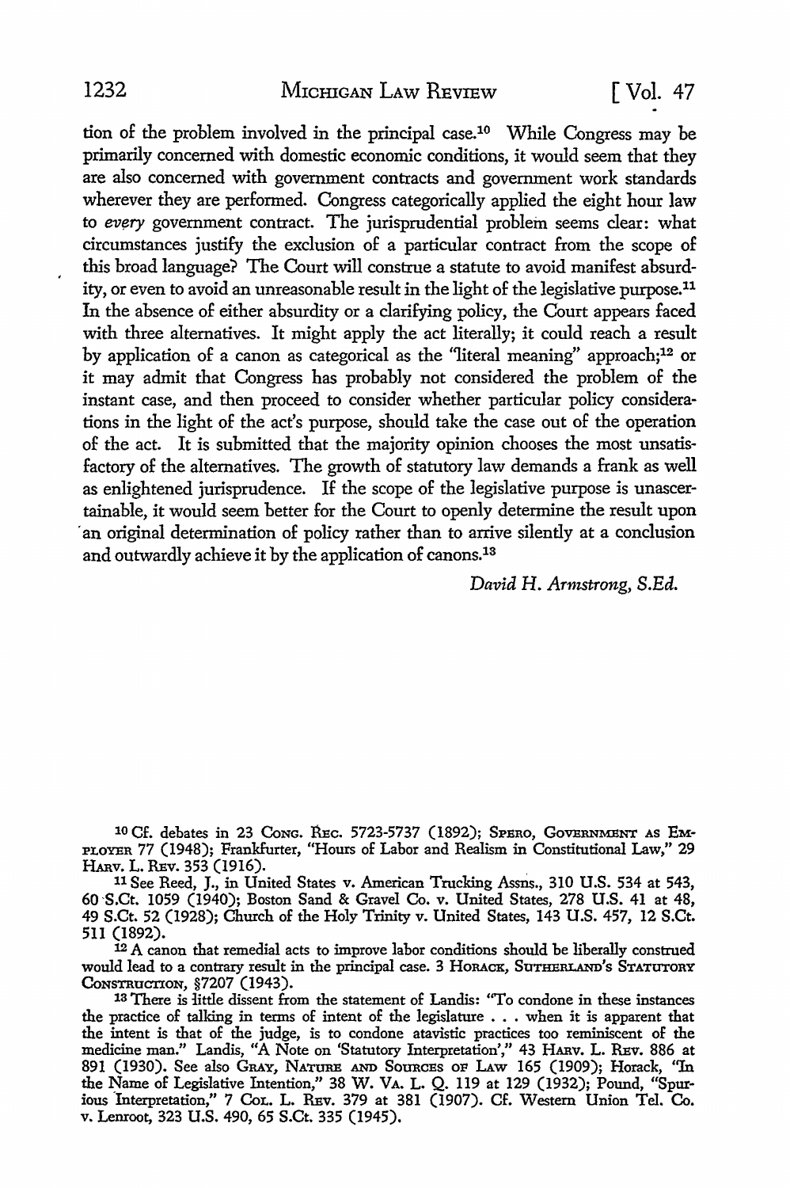tion of the problem involved in the principal case.[10] While Congress may be primarily concerned with domestic economic conditions, it would seem that they are also concerned with government contracts and government work standards wherever they are performed. Congress categorically applied the eight hour law to *every* government contract. The jurisprudential problem seems clear: what circumstances justify the exclusion of a particular contract from the scope of this broad language? The Court will construe a statute to avoid manifest absurdity, or even to avoid an unreasonable result in the light of the legislative purpose.[11] In the absence of either absurdity or a clarifying policy, the Court appears faced with three alternatives. It might apply the act literally; it could reach a result by application of a canon as categorical as the "literal meaning" approach;[12] or it may admit that Congress has probably not considered the problem of the instant case, and then proceed to consider whether particular policy considerations in the light of the act's purpose, should take the case out of the operation of the act. It is submitted that the majority opinion chooses the most unsatisfactory of the alternatives. The growth of statutory law demands a frank as well as enlightened jurisprudence. If the scope of the legislative purpose is unascertainable, it would seem better for the Court to openly determine the result upon an original determination of policy rather than to arrive silently at a conclusion and outwardly achieve it by the application of canons.[13]

*David H. Armstrong, S.Ed.*

---

[10] Cf. debates in 23 CONG. REC. 5723-5737 (1892); SPERO, GOVERNMENT AS EMPLOYER 77 (1948); Frankfurter, "Hours of Labor and Realism in Constitutional Law," 29 HARV. L. REV. 353 (1916).

[11] See Reed, J., in United States v. American Trucking Assns., 310 U.S. 534 at 543, 60 S.Ct. 1059 (1940); Boston Sand & Gravel Co. v. United States, 278 U.S. 41 at 48, 49 S.Ct. 52 (1928); Church of the Holy Trinity v. United States, 143 U.S. 457, 12 S.Ct. 511 (1892).

[12] A canon that remedial acts to improve labor conditions should be liberally construed would lead to a contrary result in the principal case. 3 HORACK, SUTHERLAND'S STATUTORY CONSTRUCTION, §7207 (1943).

[13] There is little dissent from the statement of Landis: "To condone in these instances the practice of talking in terms of intent of the legislature . . . when it is apparent that the intent is that of the judge, is to condone atavistic practices too reminiscent of the medicine man." Landis, "A Note on 'Statutory Interpretation'," 43 HARV. L. REV. 886 at 891 (1930). See also GRAY, NATURE AND SOURCES OF LAW 165 (1909); Horack, "In the Name of Legislative Intention," 38 W. VA. L. Q. 119 at 129 (1932); Pound, "Spurious Interpretation," 7 COL. L. REV. 379 at 381 (1907). Cf. Western Union Tel. Co. v. Lenroot, 323 U.S. 490, 65 S.Ct. 335 (1945).